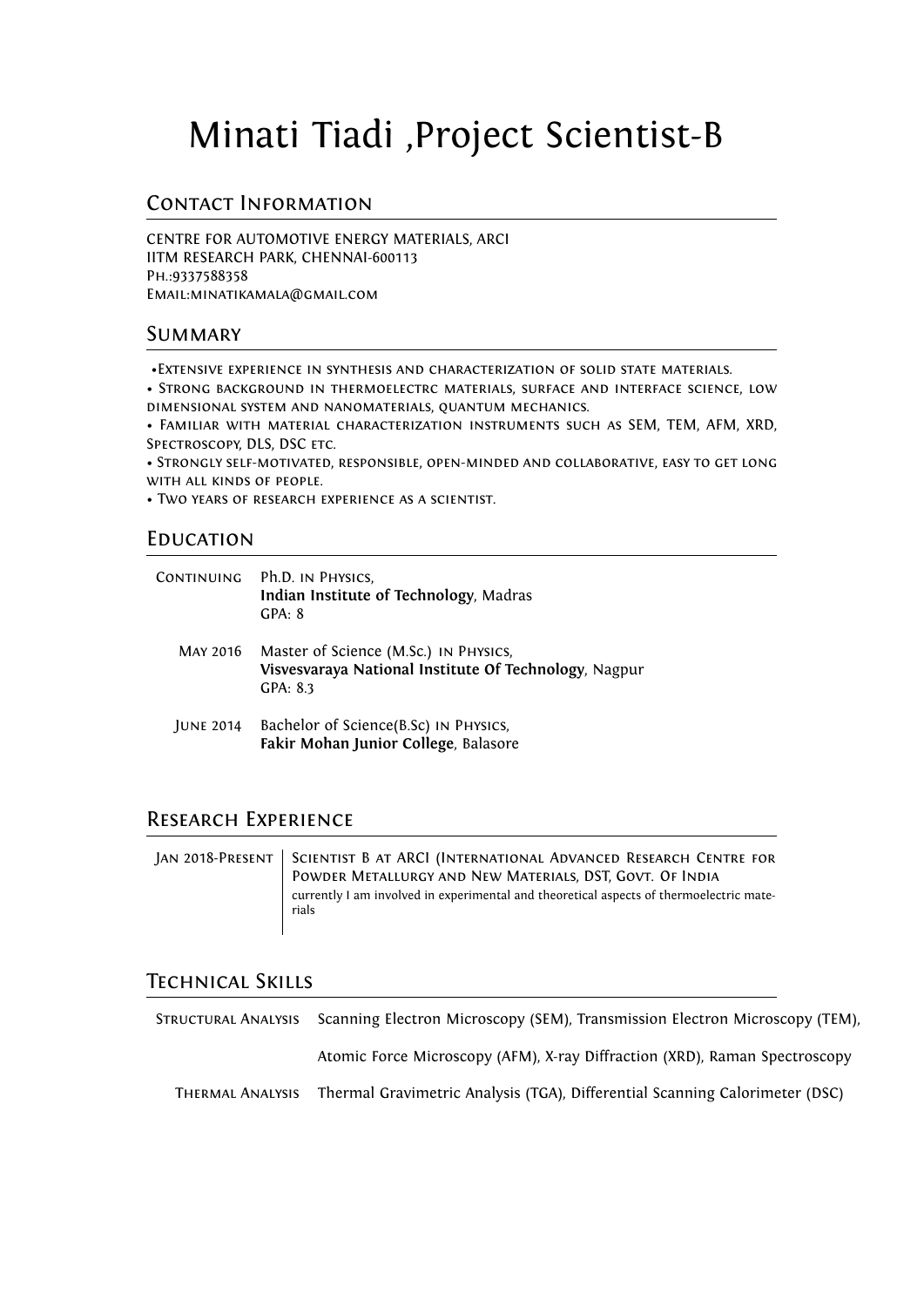# Minati Tiadi ,Project Scientist-B

## Contact Information

CENTRE FOR AUTOMOTIVE ENERGY MATERIALS, ARCI
IITM RESEARCH PARK, CHENNAI-600113
Ph.:9337588358
Email:minatikamala@gmail.com

## Summary

•Extensive experience in synthesis and characterization of solid state materials.
• Strong background in thermoelectrc materials, surface and interface science, low dimensional system and nanomaterials, quantum mechanics.
• Familiar with material characterization instruments such as SEM, TEM, AFM, XRD, Spectroscopy, DLS, DSC etc.
• Strongly self-motivated, responsible, open-minded and collaborative, easy to get long with all kinds of people.
• Two years of research experience as a scientist.

## Education

Continuing — Ph.D. in Physics,
**Indian Institute of Technology**, Madras
GPA: 8

May 2016 — Master of Science (M.Sc.) in Physics,
**Visvesvaraya National Institute Of Technology**, Nagpur
GPA: 8.3

June 2014 — Bachelor of Science(B.Sc) in Physics,
**Fakir Mohan Junior College**, Balasore

## Research Experience

Jan 2018-Present — Scientist B at ARCI (International Advanced Research Centre for Powder Metallurgy and New Materials, DST, Govt. Of India
currently I am involved in experimental and theoretical aspects of thermoelectric materials

## Technical Skills

Structural Analysis — Scanning Electron Microscopy (SEM), Transmission Electron Microscopy (TEM), Atomic Force Microscopy (AFM), X-ray Diffraction (XRD), Raman Spectroscopy

Thermal Analysis — Thermal Gravimetric Analysis (TGA), Differential Scanning Calorimeter (DSC)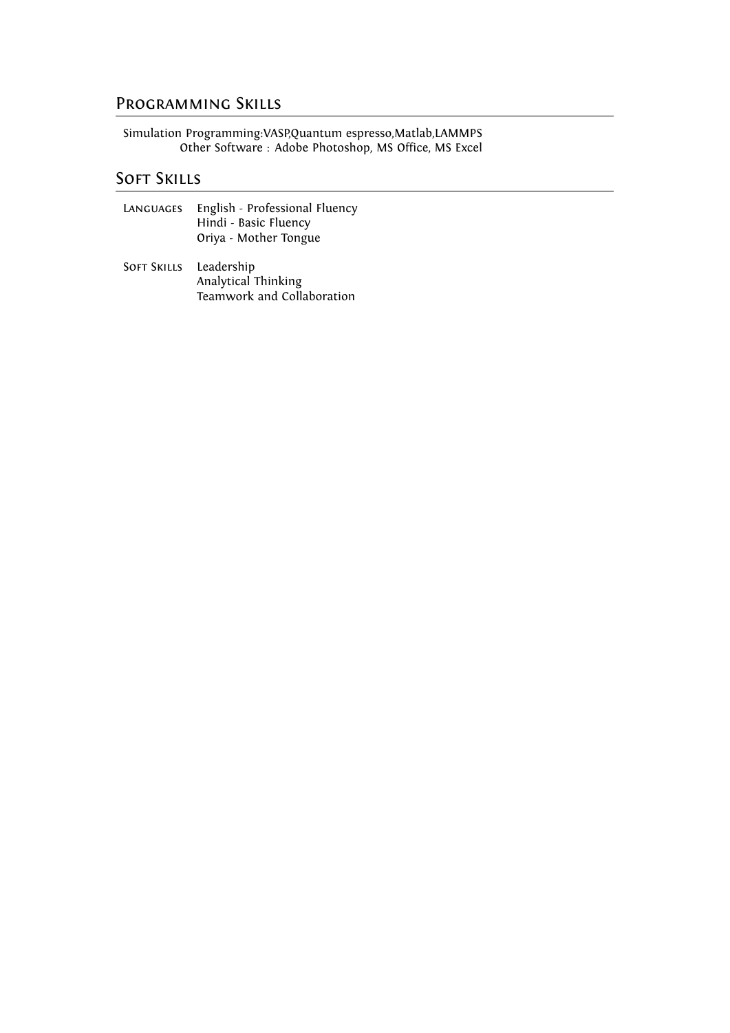## Programming Skills

Simulation Programming:VASP,Quantum espresso,Matlab,LAMMPS
Other Software : Adobe Photoshop, MS Office, MS Excel

## Soft Skills

**Languages**
English - Professional Fluency
Hindi - Basic Fluency
Oriya - Mother Tongue

**Soft Skills**
Leadership
Analytical Thinking
Teamwork and Collaboration